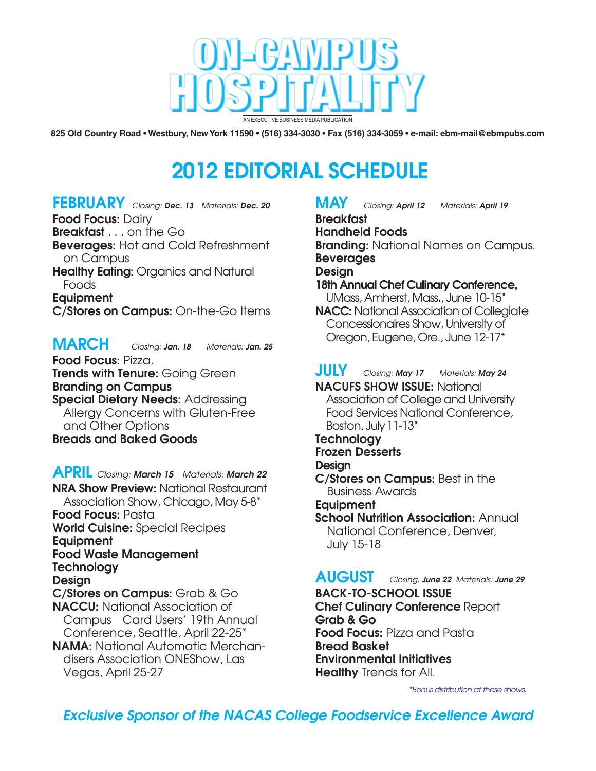# ON-CAMPUS HOSPITALITY

AN EXECUTIVE BUSINESS MEDIA PUBLICATION

825 Old Country Road • Westbury, New York 11590 • (516) 334-3030 • Fax (516) 334-3059 • e-mail: ebm-mail@ebmpubs.com

## 2012 EDITORIAL SCHEDULE

### FEBRUARY *Closing:* ***Dec. 13*** *Materials:* ***Dec. 20***

**Food Focus:** Dairy
**Breakfast** . . . on the Go
**Beverages:** Hot and Cold Refreshment on Campus
**Healthy Eating:** Organics and Natural Foods
**Equipment**
**C/Stores on Campus:** On-the-Go Items

### MARCH *Closing:* ***Jan. 18*** *Materials:* ***Jan. 25***

**Food Focus:** Pizza.
**Trends with Tenure:** Going Green
**Branding on Campus**
**Special Dietary Needs:** Addressing Allergy Concerns with Gluten-Free and Other Options
**Breads and Baked Goods**

### APRIL *Closing:* ***March 15*** *Materials:* ***March 22***

**NRA Show Preview:** National Restaurant Association Show, Chicago, May 5-8*
**Food Focus:** Pasta
**World Cuisine:** Special Recipes
**Equipment**
**Food Waste Management**
**Technology**
**Design**
**C/Stores on Campus:** Grab & Go
**NACCU:** National Association of Campus Card Users' 19th Annual Conference, Seattle, April 22-25*
**NAMA:** National Automatic Merchandisers Association ONEShow, Las Vegas, April 25-27

### MAY *Closing:* ***April 12*** *Materials:* ***April 19***

**Breakfast**
**Handheld Foods**
**Branding:** National Names on Campus.
**Beverages**
**Design**
**18th Annual Chef Culinary Conference,** UMass, Amherst, Mass., June 10-15*
**NACC:** National Association of Collegiate Concessionaires Show, University of Oregon, Eugene, Ore., June 12-17*

### JULY *Closing:* ***May 17*** *Materials:* ***May 24***

**NACUFS SHOW ISSUE:** National Association of College and University Food Services National Conference, Boston, July 11-13*
**Technology**
**Frozen Desserts**
**Design**
**C/Stores on Campus:** Best in the Business Awards
**Equipment**
**School Nutrition Association:** Annual National Conference, Denver, July 15-18

### AUGUST *Closing:* ***June 22*** *Materials:* ***June 29***

**BACK-TO-SCHOOL ISSUE**
**Chef Culinary Conference** Report
**Grab & Go**
**Food Focus:** Pizza and Pasta
**Bread Basket**
**Environmental Initiatives**
**Healthy** Trends for All.

*\*Bonus distribution at these shows.*

***Exclusive Sponsor of the NACAS College Foodservice Excellence Award***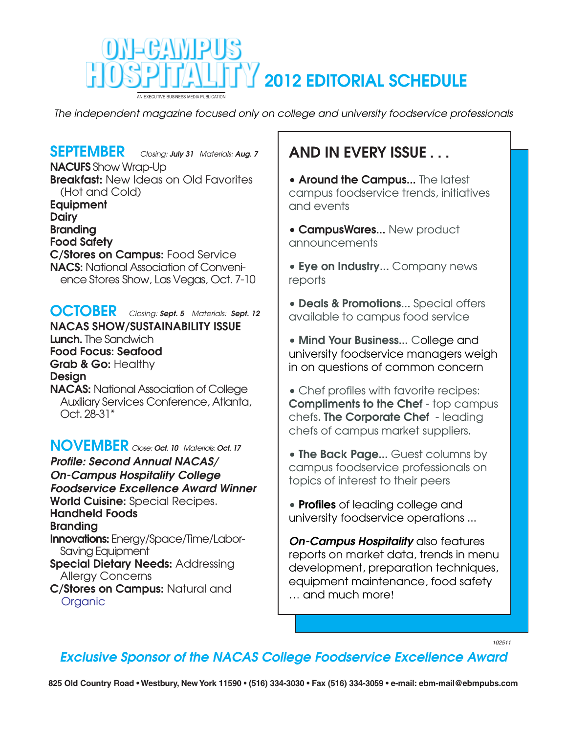# ON-CAMPUS HOSPITALITY 2012 EDITORIAL SCHEDULE

AN EXECUTIVE BUSINESS MEDIA PUBLICATION

*The independent magazine focused only on college and university foodservice professionals*

## SEPTEMBER

*Closing: **July 31** Materials: **Aug. 7***

**NACUFS** Show Wrap-Up
**Breakfast:** New Ideas on Old Favorites (Hot and Cold)
**Equipment**
**Dairy**
**Branding**
**Food Safety**
**C/Stores on Campus:** Food Service
**NACS:** National Association of Convenience Stores Show, Las Vegas, Oct. 7-10

## OCTOBER

*Closing: **Sept. 5** Materials: **Sept. 12***

**NACAS SHOW/SUSTAINABILITY ISSUE**
**Lunch.** The Sandwich
**Food Focus: Seafood**
**Grab & Go:** Healthy
**Design**
**NACAS:** National Association of College Auxiliary Services Conference, Atlanta, Oct. 28-31*

## NOVEMBER

*Close: **Oct. 10** Materials: **Oct. 17***

***Profile: Second Annual NACAS/ On-Campus Hospitality College Foodservice Excellence Award Winner***
**World Cuisine:** Special Recipes.
**Handheld Foods**
**Branding**
**Innovations:** Energy/Space/Time/Labor-Saving Equipment
**Special Dietary Needs:** Addressing Allergy Concerns
**C/Stores on Campus:** Natural and Organic

## AND IN EVERY ISSUE . . .

- **Around the Campus...** The latest campus foodservice trends, initiatives and events
- **CampusWares...** New product announcements
- **Eye on Industry...** Company news reports
- **Deals & Promotions...** Special offers available to campus food service
- **Mind Your Business...** College and university foodservice managers weigh in on questions of common concern
- Chef profiles with favorite recipes: **Compliments to the Chef** - top campus chefs. **The Corporate Chef** - leading chefs of campus market suppliers.
- **The Back Page...** Guest columns by campus foodservice professionals on topics of interest to their peers
- **Profiles** of leading college and university foodservice operations ...

***On-Campus Hospitality*** also features reports on market data, trends in menu development, preparation techniques, equipment maintenance, food safety … and much more!

102511

***Exclusive Sponsor of the NACAS College Foodservice Excellence Award***

**825 Old Country Road • Westbury, New York 11590 • (516) 334-3030 • Fax (516) 334-3059 • e-mail: ebm-mail@ebmpubs.com**